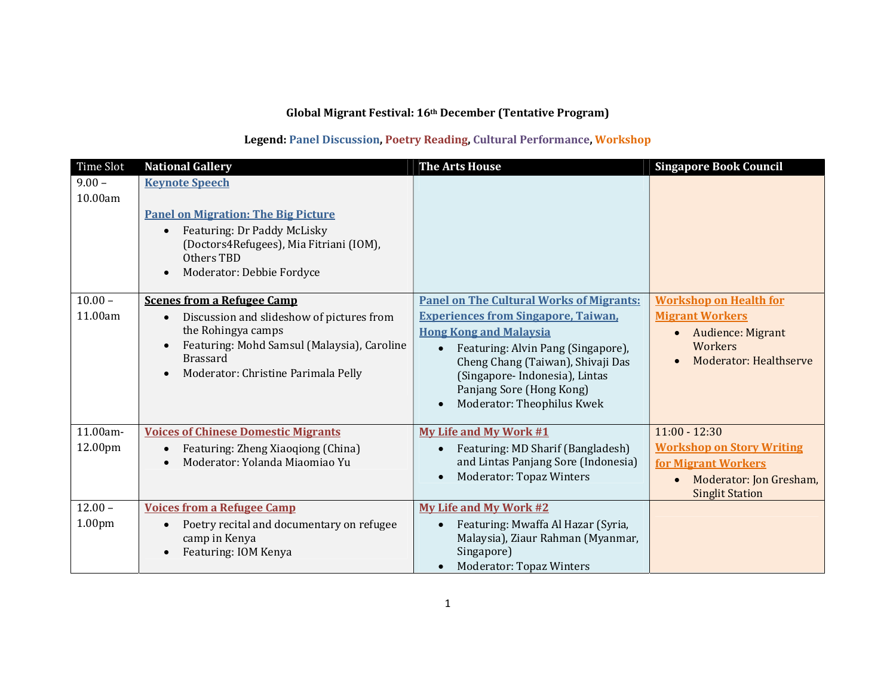**Global Migrant Festival: 16th December (Tentative Program)**

**Legend: Panel Discussion, Poetry Reading, Cultural Performance, Workshop**

| Time Slot | National Gallery | The Arts House | Singapore Book Council |
|---|---|---|---|
| 9.00 – 10.00am | **Keynote Speech**<br><br>**Panel on Migration: The Big Picture**<br>• Featuring: Dr Paddy McLisky (Doctors4Refugees), Mia Fitriani (IOM), Others TBD<br>• Moderator: Debbie Fordyce | | |
| 10.00 – 11.00am | **Scenes from a Refugee Camp**<br>• Discussion and slideshow of pictures from the Rohingya camps<br>• Featuring: Mohd Samsul (Malaysia), Caroline Brassard<br>• Moderator: Christine Parimala Pelly | **Panel on The Cultural Works of Migrants: Experiences from Singapore, Taiwan, Hong Kong and Malaysia**<br>• Featuring: Alvin Pang (Singapore), Cheng Chang (Taiwan), Shivaji Das (Singapore- Indonesia), Lintas Panjang Sore (Hong Kong)<br>• Moderator: Theophilus Kwek | **Workshop on Health for Migrant Workers**<br>• Audience: Migrant Workers<br>• Moderator: Healthserve |
| 11.00am-12.00pm | **Voices of Chinese Domestic Migrants**<br>• Featuring: Zheng Xiaoqiong (China)<br>• Moderator: Yolanda Miaomiao Yu | **My Life and My Work #1**<br>• Featuring: MD Sharif (Bangladesh) and Lintas Panjang Sore (Indonesia)<br>• Moderator: Topaz Winters | 11:00 - 12:30<br>**Workshop on Story Writing for Migrant Workers**<br>• Moderator: Jon Gresham, Singlit Station |
| 12.00 – 1.00pm | **Voices from a Refugee Camp**<br>• Poetry recital and documentary on refugee camp in Kenya<br>• Featuring: IOM Kenya | **My Life and My Work #2**<br>• Featuring: Mwaffa Al Hazar (Syria, Malaysia), Ziaur Rahman (Myanmar, Singapore)<br>• Moderator: Topaz Winters | |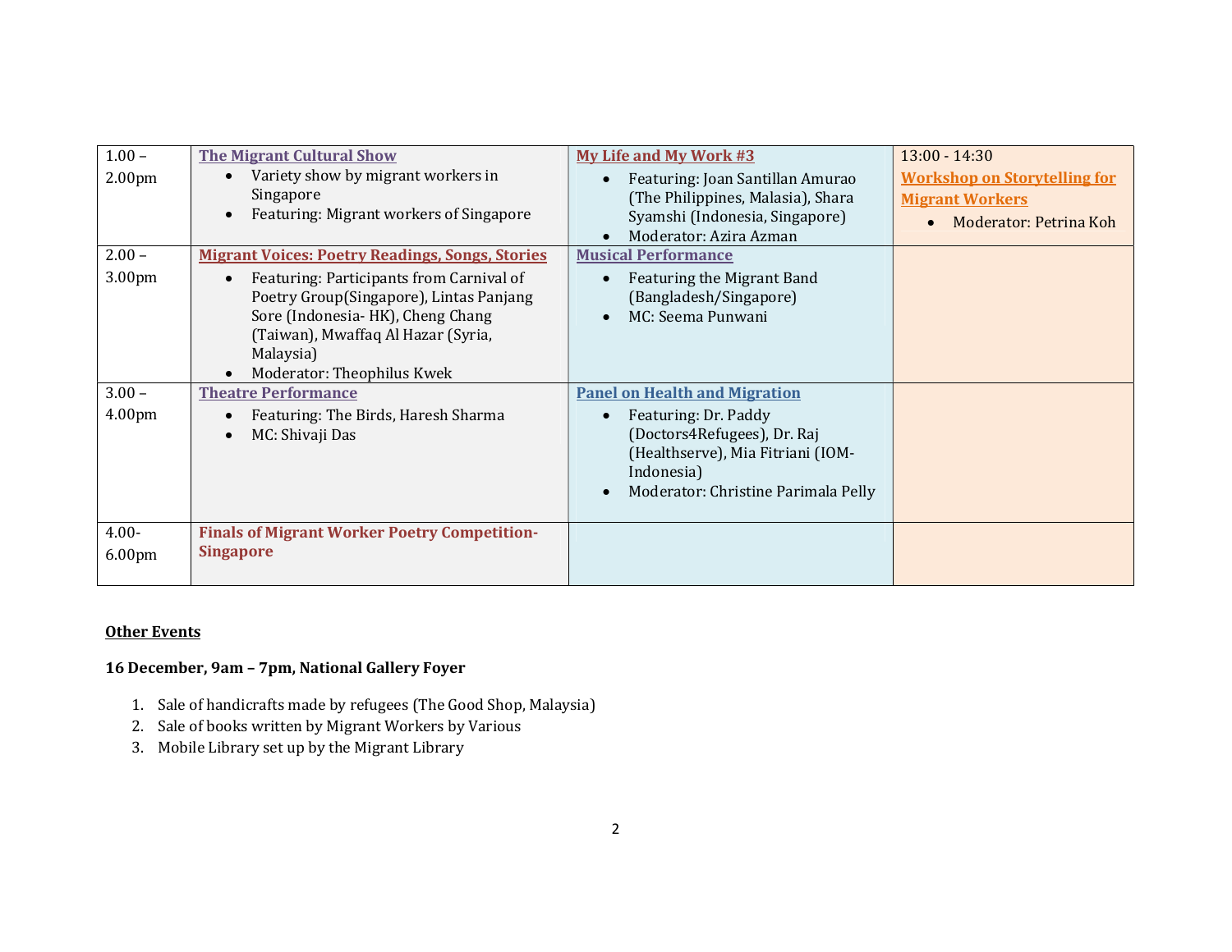| | | | |
|---|---|---|---|
| 1.00 – 2.00pm | **The Migrant Cultural Show**<br>• Variety show by migrant workers in Singapore<br>• Featuring: Migrant workers of Singapore | **My Life and My Work #3**<br>• Featuring: Joan Santillan Amurao (The Philippines, Malasia), Shara Syamshi (Indonesia, Singapore)<br>• Moderator: Azira Azman | 13:00 - 14:30<br>**Workshop on Storytelling for Migrant Workers**<br>• Moderator: Petrina Koh |
| 2.00 – 3.00pm | **Migrant Voices: Poetry Readings, Songs, Stories**<br>• Featuring: Participants from Carnival of Poetry Group(Singapore), Lintas Panjang Sore (Indonesia- HK), Cheng Chang (Taiwan), Mwaffaq Al Hazar (Syria, Malaysia)<br>• Moderator: Theophilus Kwek | **Musical Performance**<br>• Featuring the Migrant Band (Bangladesh/Singapore)<br>• MC: Seema Punwani | |
| 3.00 – 4.00pm | **Theatre Performance**<br>• Featuring: The Birds, Haresh Sharma<br>• MC: Shivaji Das | **Panel on Health and Migration**<br>• Featuring: Dr. Paddy (Doctors4Refugees), Dr. Raj (Healthserve), Mia Fitriani (IOM-Indonesia)<br>• Moderator: Christine Parimala Pelly | |
| 4.00-6.00pm | **Finals of Migrant Worker Poetry Competition-Singapore** | | |

**Other Events**

**16 December, 9am – 7pm, National Gallery Foyer**

1. Sale of handicrafts made by refugees (The Good Shop, Malaysia)
2. Sale of books written by Migrant Workers by Various
3. Mobile Library set up by the Migrant Library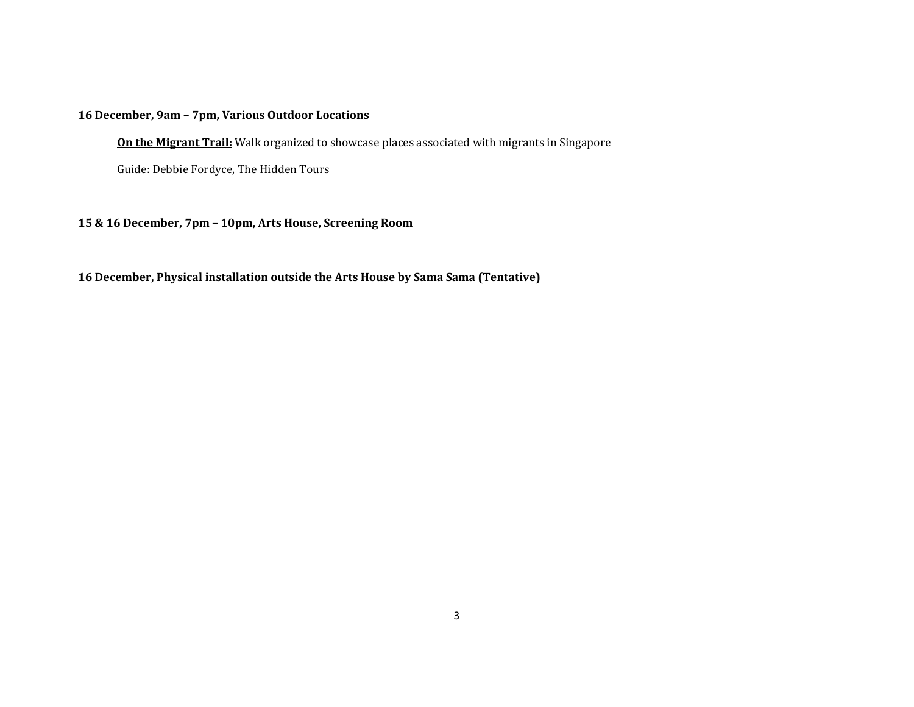**16 December, 9am – 7pm, Various Outdoor Locations**

**On the Migrant Trail:** Walk organized to showcase places associated with migrants in Singapore

Guide: Debbie Fordyce, The Hidden Tours

**15 & 16 December, 7pm – 10pm, Arts House, Screening Room**

**16 December, Physical installation outside the Arts House by Sama Sama (Tentative)**